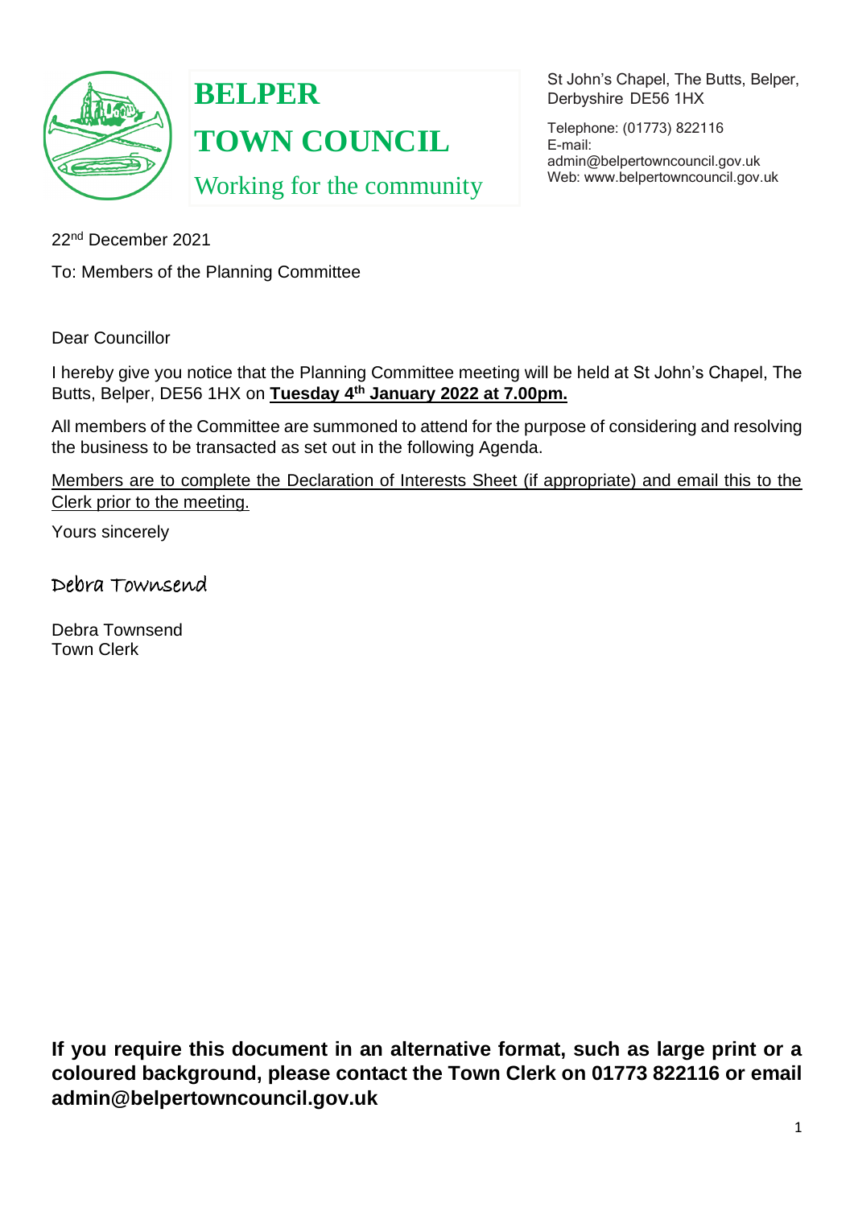# BELPER TOWN COUNCIL

Working for the community

St John's Chapel, The Butts, Belper, Derbyshire DE56 1HX

Telephone: (01773) 822116
E-mail: admin@belpertowncouncil.gov.uk
Web: www.belpertowncouncil.gov.uk

22nd December 2021

To: Members of the Planning Committee

Dear Councillor

I hereby give you notice that the Planning Committee meeting will be held at St John's Chapel, The Butts, Belper, DE56 1HX on **Tuesday 4th January 2022 at 7.00pm.**

All members of the Committee are summoned to attend for the purpose of considering and resolving the business to be transacted as set out in the following Agenda.

Members are to complete the Declaration of Interests Sheet (if appropriate) and email this to the Clerk prior to the meeting.

Yours sincerely

Debra Townsend

Debra Townsend
Town Clerk

**If you require this document in an alternative format, such as large print or a coloured background, please contact the Town Clerk on 01773 822116 or email admin@belpertowncouncil.gov.uk**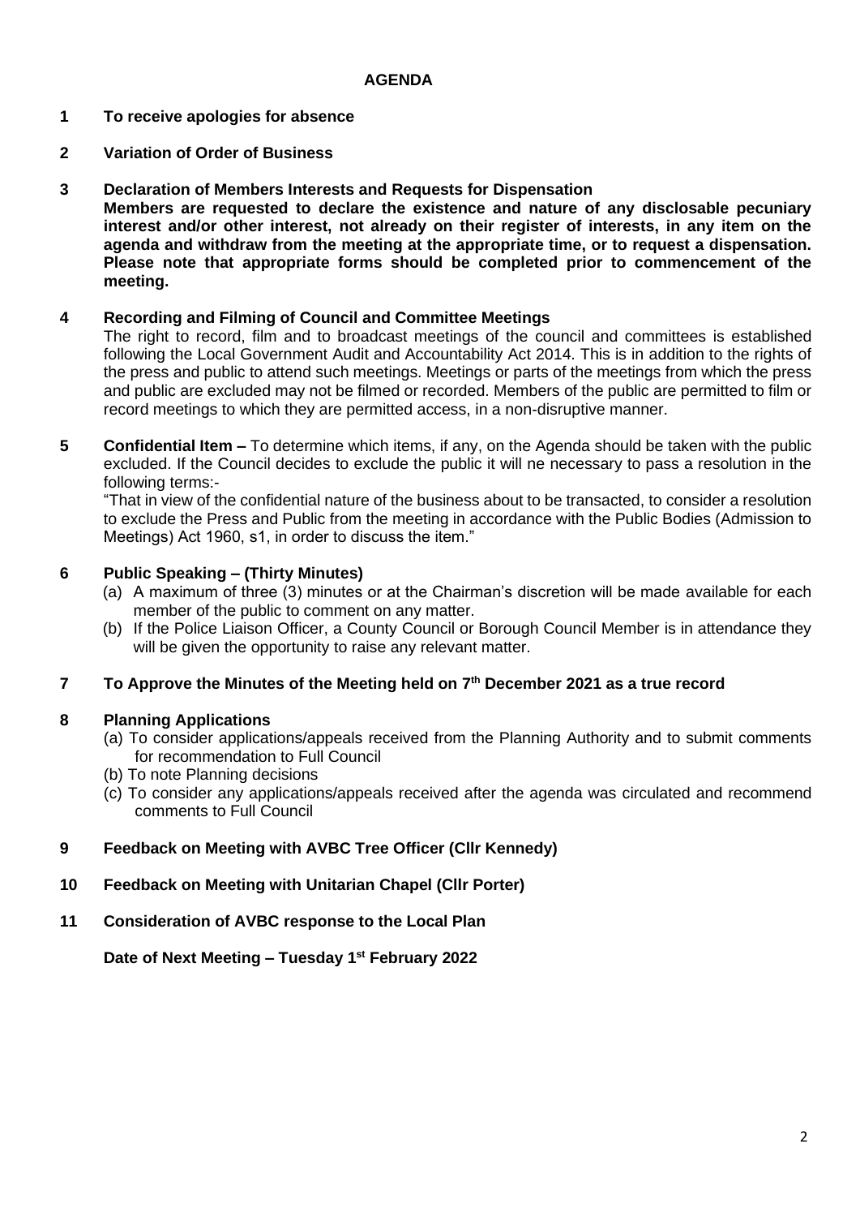# AGENDA

**1 To receive apologies for absence**

**2 Variation of Order of Business**

**3 Declaration of Members Interests and Requests for Dispensation**

**Members are requested to declare the existence and nature of any disclosable pecuniary interest and/or other interest, not already on their register of interests, in any item on the agenda and withdraw from the meeting at the appropriate time, or to request a dispensation. Please note that appropriate forms should be completed prior to commencement of the meeting.**

**4 Recording and Filming of Council and Committee Meetings**

The right to record, film and to broadcast meetings of the council and committees is established following the Local Government Audit and Accountability Act 2014. This is in addition to the rights of the press and public to attend such meetings. Meetings or parts of the meetings from which the press and public are excluded may not be filmed or recorded. Members of the public are permitted to film or record meetings to which they are permitted access, in a non-disruptive manner.

**5 Confidential Item –** To determine which items, if any, on the Agenda should be taken with the public excluded. If the Council decides to exclude the public it will ne necessary to pass a resolution in the following terms:-

"That in view of the confidential nature of the business about to be transacted, to consider a resolution to exclude the Press and Public from the meeting in accordance with the Public Bodies (Admission to Meetings) Act 1960, s1, in order to discuss the item."

**6 Public Speaking – (Thirty Minutes)**

(a) A maximum of three (3) minutes or at the Chairman's discretion will be made available for each member of the public to comment on any matter.

(b) If the Police Liaison Officer, a County Council or Borough Council Member is in attendance they will be given the opportunity to raise any relevant matter.

**7 To Approve the Minutes of the Meeting held on 7th December 2021 as a true record**

**8 Planning Applications**

(a) To consider applications/appeals received from the Planning Authority and to submit comments for recommendation to Full Council

(b) To note Planning decisions

(c) To consider any applications/appeals received after the agenda was circulated and recommend comments to Full Council

**9 Feedback on Meeting with AVBC Tree Officer (Cllr Kennedy)**

**10 Feedback on Meeting with Unitarian Chapel (Cllr Porter)**

**11 Consideration of AVBC response to the Local Plan**

**Date of Next Meeting – Tuesday 1st February 2022**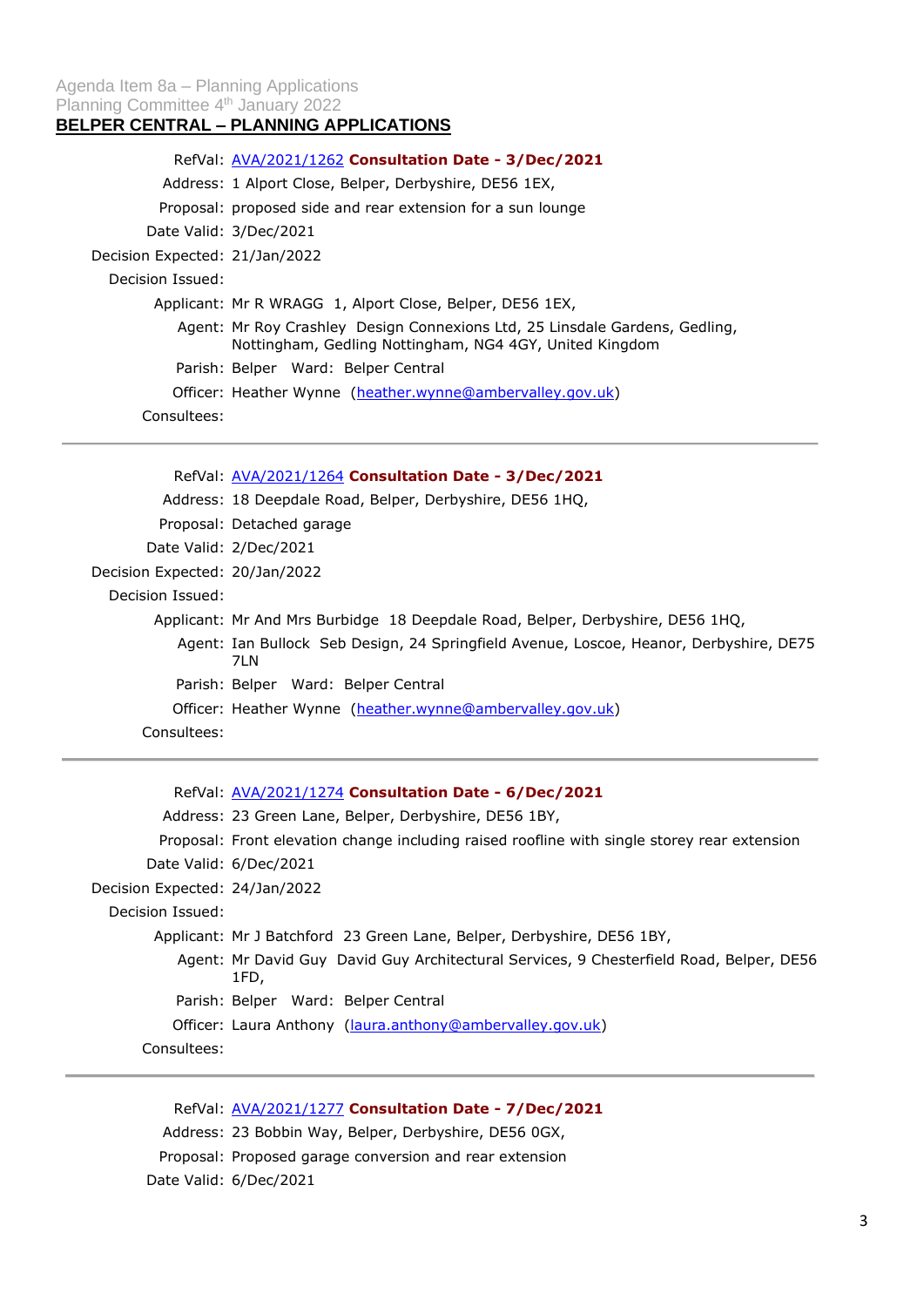Agenda Item 8a – Planning Applications
Planning Committee 4th January 2022

## BELPER CENTRAL – PLANNING APPLICATIONS

RefVal: [AVA/2021/1262](AVA/2021/1262) **Consultation Date - 3/Dec/2021**
Address: 1 Alport Close, Belper, Derbyshire, DE56 1EX,
Proposal: proposed side and rear extension for a sun lounge
Date Valid: 3/Dec/2021
Decision Expected: 21/Jan/2022
Decision Issued:
Applicant: Mr R WRAGG 1, Alport Close, Belper, DE56 1EX,
Agent: Mr Roy Crashley Design Connexions Ltd, 25 Linsdale Gardens, Gedling, Nottingham, Gedling Nottingham, NG4 4GY, United Kingdom
Parish: Belper Ward: Belper Central
Officer: Heather Wynne (heather.wynne@ambervalley.gov.uk)
Consultees:

---

RefVal: [AVA/2021/1264](AVA/2021/1264) **Consultation Date - 3/Dec/2021**
Address: 18 Deepdale Road, Belper, Derbyshire, DE56 1HQ,
Proposal: Detached garage
Date Valid: 2/Dec/2021
Decision Expected: 20/Jan/2022
Decision Issued:
Applicant: Mr And Mrs Burbidge 18 Deepdale Road, Belper, Derbyshire, DE56 1HQ,
Agent: Ian Bullock Seb Design, 24 Springfield Avenue, Loscoe, Heanor, Derbyshire, DE75 7LN
Parish: Belper Ward: Belper Central
Officer: Heather Wynne (heather.wynne@ambervalley.gov.uk)
Consultees:

---

RefVal: [AVA/2021/1274](AVA/2021/1274) **Consultation Date - 6/Dec/2021**
Address: 23 Green Lane, Belper, Derbyshire, DE56 1BY,
Proposal: Front elevation change including raised roofline with single storey rear extension
Date Valid: 6/Dec/2021
Decision Expected: 24/Jan/2022
Decision Issued:
Applicant: Mr J Batchford 23 Green Lane, Belper, Derbyshire, DE56 1BY,
Agent: Mr David Guy David Guy Architectural Services, 9 Chesterfield Road, Belper, DE56 1FD,
Parish: Belper Ward: Belper Central
Officer: Laura Anthony (laura.anthony@ambervalley.gov.uk)
Consultees:

---

RefVal: [AVA/2021/1277](AVA/2021/1277) **Consultation Date - 7/Dec/2021**
Address: 23 Bobbin Way, Belper, Derbyshire, DE56 0GX,
Proposal: Proposed garage conversion and rear extension
Date Valid: 6/Dec/2021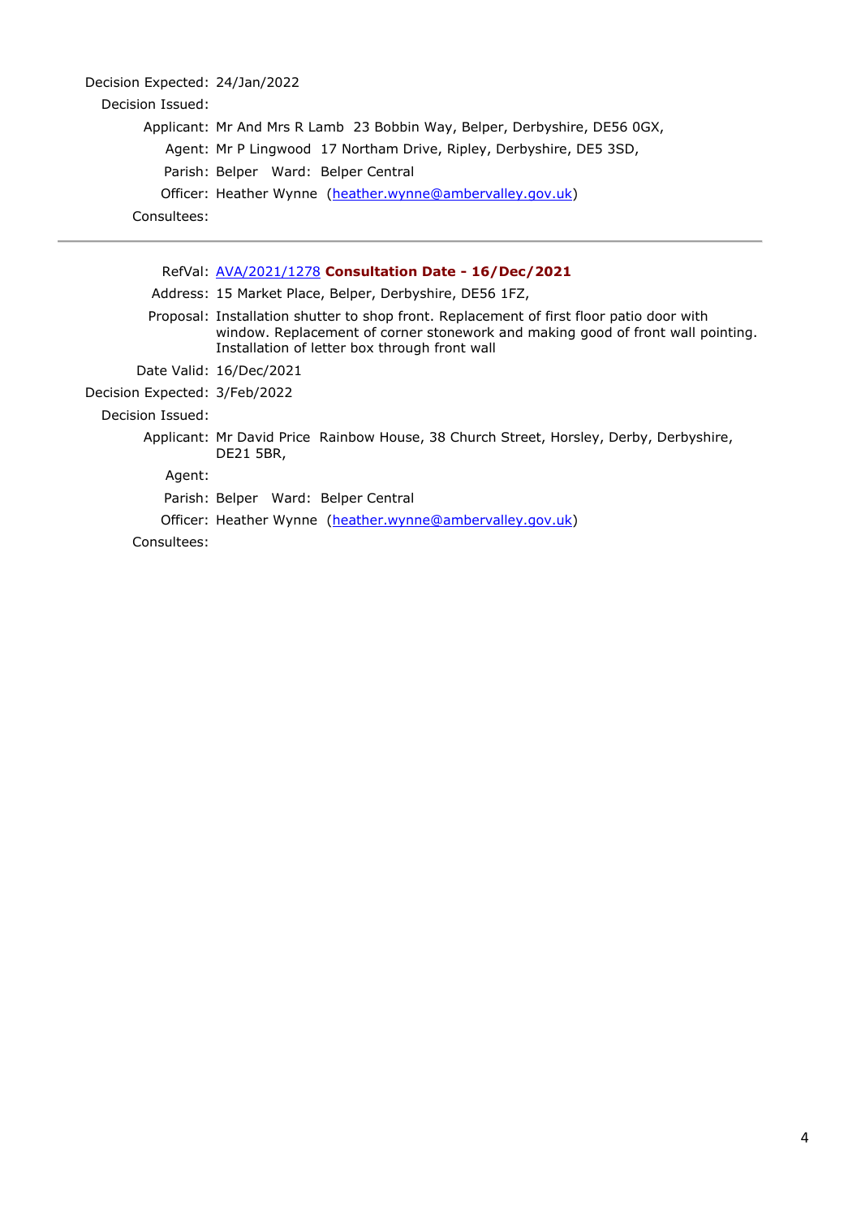Decision Expected: 24/Jan/2022

Decision Issued:

Applicant: Mr And Mrs R Lamb 23 Bobbin Way, Belper, Derbyshire, DE56 0GX,

Agent: Mr P Lingwood 17 Northam Drive, Ripley, Derbyshire, DE5 3SD,

Parish: Belper Ward: Belper Central

Officer: Heather Wynne (heather.wynne@ambervalley.gov.uk)

Consultees:

---

RefVal: AVA/2021/1278 **Consultation Date - 16/Dec/2021**

Address: 15 Market Place, Belper, Derbyshire, DE56 1FZ,

Proposal: Installation shutter to shop front. Replacement of first floor patio door with window. Replacement of corner stonework and making good of front wall pointing. Installation of letter box through front wall

Date Valid: 16/Dec/2021

Decision Expected: 3/Feb/2022

Decision Issued:

Applicant: Mr David Price Rainbow House, 38 Church Street, Horsley, Derby, Derbyshire, DE21 5BR,

Agent:

Parish: Belper Ward: Belper Central

Officer: Heather Wynne (heather.wynne@ambervalley.gov.uk)

Consultees: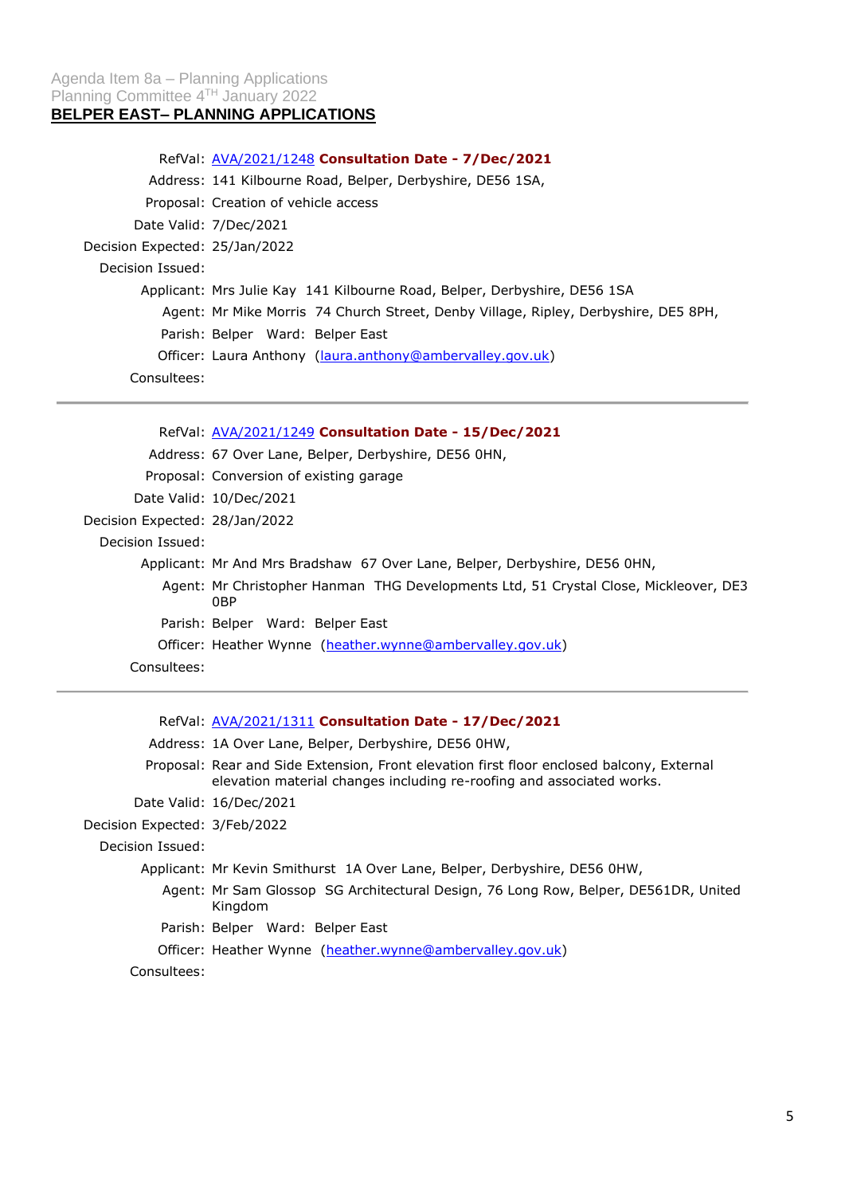Agenda Item 8a – Planning Applications
Planning Committee 4TH January 2022

## BELPER EAST– PLANNING APPLICATIONS

RefVal: AVA/2021/1248 **Consultation Date - 7/Dec/2021**
Address: 141 Kilbourne Road, Belper, Derbyshire, DE56 1SA,
Proposal: Creation of vehicle access
Date Valid: 7/Dec/2021
Decision Expected: 25/Jan/2022
Decision Issued:
Applicant: Mrs Julie Kay 141 Kilbourne Road, Belper, Derbyshire, DE56 1SA
Agent: Mr Mike Morris 74 Church Street, Denby Village, Ripley, Derbyshire, DE5 8PH,
Parish: Belper Ward: Belper East
Officer: Laura Anthony (laura.anthony@ambervalley.gov.uk)
Consultees:

---

RefVal: AVA/2021/1249 **Consultation Date - 15/Dec/2021**
Address: 67 Over Lane, Belper, Derbyshire, DE56 0HN,
Proposal: Conversion of existing garage
Date Valid: 10/Dec/2021
Decision Expected: 28/Jan/2022
Decision Issued:
Applicant: Mr And Mrs Bradshaw 67 Over Lane, Belper, Derbyshire, DE56 0HN,
Agent: Mr Christopher Hanman THG Developments Ltd, 51 Crystal Close, Mickleover, DE3 0BP
Parish: Belper Ward: Belper East
Officer: Heather Wynne (heather.wynne@ambervalley.gov.uk)
Consultees:

---

RefVal: AVA/2021/1311 **Consultation Date - 17/Dec/2021**
Address: 1A Over Lane, Belper, Derbyshire, DE56 0HW,
Proposal: Rear and Side Extension, Front elevation first floor enclosed balcony, External elevation material changes including re-roofing and associated works.
Date Valid: 16/Dec/2021
Decision Expected: 3/Feb/2022
Decision Issued:
Applicant: Mr Kevin Smithurst 1A Over Lane, Belper, Derbyshire, DE56 0HW,
Agent: Mr Sam Glossop SG Architectural Design, 76 Long Row, Belper, DE561DR, United Kingdom
Parish: Belper Ward: Belper East
Officer: Heather Wynne (heather.wynne@ambervalley.gov.uk)
Consultees: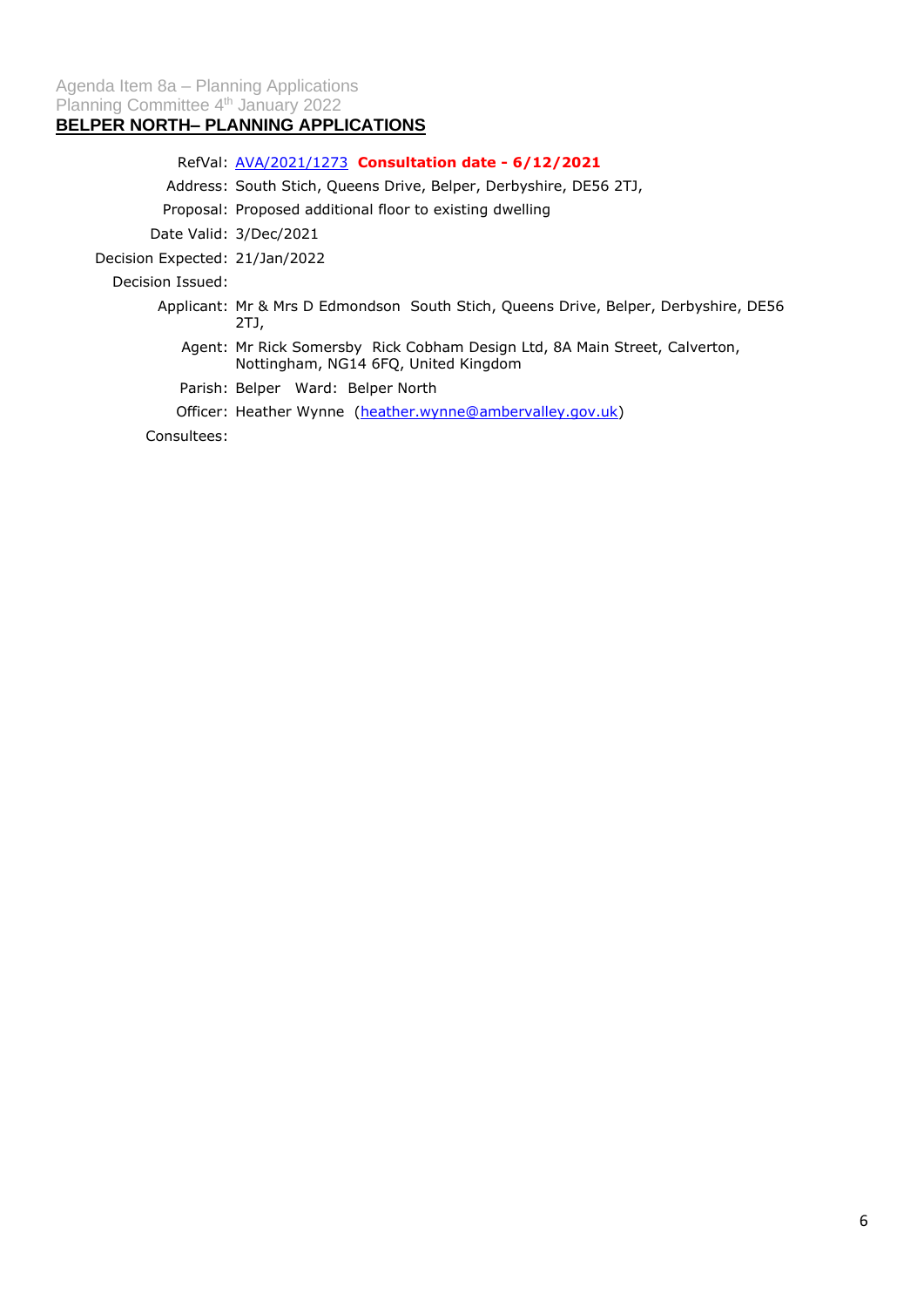Agenda Item 8a – Planning Applications
Planning Committee 4th January 2022

## BELPER NORTH– PLANNING APPLICATIONS

RefVal: AVA/2021/1273 **Consultation date - 6/12/2021**

Address: South Stich, Queens Drive, Belper, Derbyshire, DE56 2TJ,

Proposal: Proposed additional floor to existing dwelling

Date Valid: 3/Dec/2021

Decision Expected: 21/Jan/2022

Decision Issued:

Applicant: Mr & Mrs D Edmondson South Stich, Queens Drive, Belper, Derbyshire, DE56 2TJ,

Agent: Mr Rick Somersby Rick Cobham Design Ltd, 8A Main Street, Calverton, Nottingham, NG14 6FQ, United Kingdom

Parish: Belper Ward: Belper North

Officer: Heather Wynne (heather.wynne@ambervalley.gov.uk)

Consultees: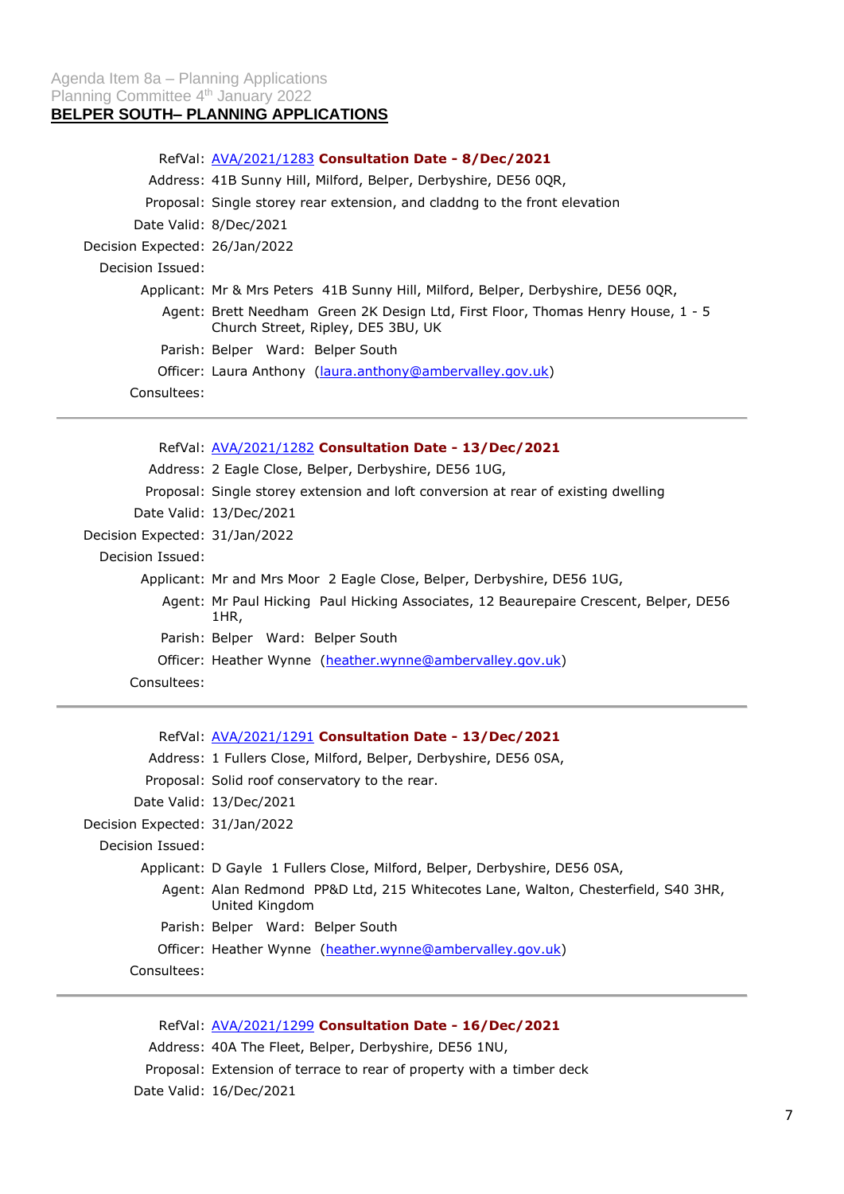Agenda Item 8a – Planning Applications
Planning Committee 4th January 2022

## BELPER SOUTH– PLANNING APPLICATIONS

RefVal: AVA/2021/1283 **Consultation Date - 8/Dec/2021**
Address: 41B Sunny Hill, Milford, Belper, Derbyshire, DE56 0QR,
Proposal: Single storey rear extension, and claddng to the front elevation
Date Valid: 8/Dec/2021
Decision Expected: 26/Jan/2022
Decision Issued:
Applicant: Mr & Mrs Peters 41B Sunny Hill, Milford, Belper, Derbyshire, DE56 0QR,
Agent: Brett Needham Green 2K Design Ltd, First Floor, Thomas Henry House, 1 - 5 Church Street, Ripley, DE5 3BU, UK
Parish: Belper Ward: Belper South
Officer: Laura Anthony (laura.anthony@ambervalley.gov.uk)
Consultees:

---

RefVal: AVA/2021/1282 **Consultation Date - 13/Dec/2021**
Address: 2 Eagle Close, Belper, Derbyshire, DE56 1UG,
Proposal: Single storey extension and loft conversion at rear of existing dwelling
Date Valid: 13/Dec/2021
Decision Expected: 31/Jan/2022
Decision Issued:
Applicant: Mr and Mrs Moor 2 Eagle Close, Belper, Derbyshire, DE56 1UG,
Agent: Mr Paul Hicking Paul Hicking Associates, 12 Beaurepaire Crescent, Belper, DE56 1HR,
Parish: Belper Ward: Belper South
Officer: Heather Wynne (heather.wynne@ambervalley.gov.uk)
Consultees:

---

RefVal: AVA/2021/1291 **Consultation Date - 13/Dec/2021**
Address: 1 Fullers Close, Milford, Belper, Derbyshire, DE56 0SA,
Proposal: Solid roof conservatory to the rear.
Date Valid: 13/Dec/2021
Decision Expected: 31/Jan/2022
Decision Issued:
Applicant: D Gayle 1 Fullers Close, Milford, Belper, Derbyshire, DE56 0SA,
Agent: Alan Redmond PP&D Ltd, 215 Whitecotes Lane, Walton, Chesterfield, S40 3HR, United Kingdom
Parish: Belper Ward: Belper South
Officer: Heather Wynne (heather.wynne@ambervalley.gov.uk)
Consultees:

---

RefVal: AVA/2021/1299 **Consultation Date - 16/Dec/2021**
Address: 40A The Fleet, Belper, Derbyshire, DE56 1NU,
Proposal: Extension of terrace to rear of property with a timber deck
Date Valid: 16/Dec/2021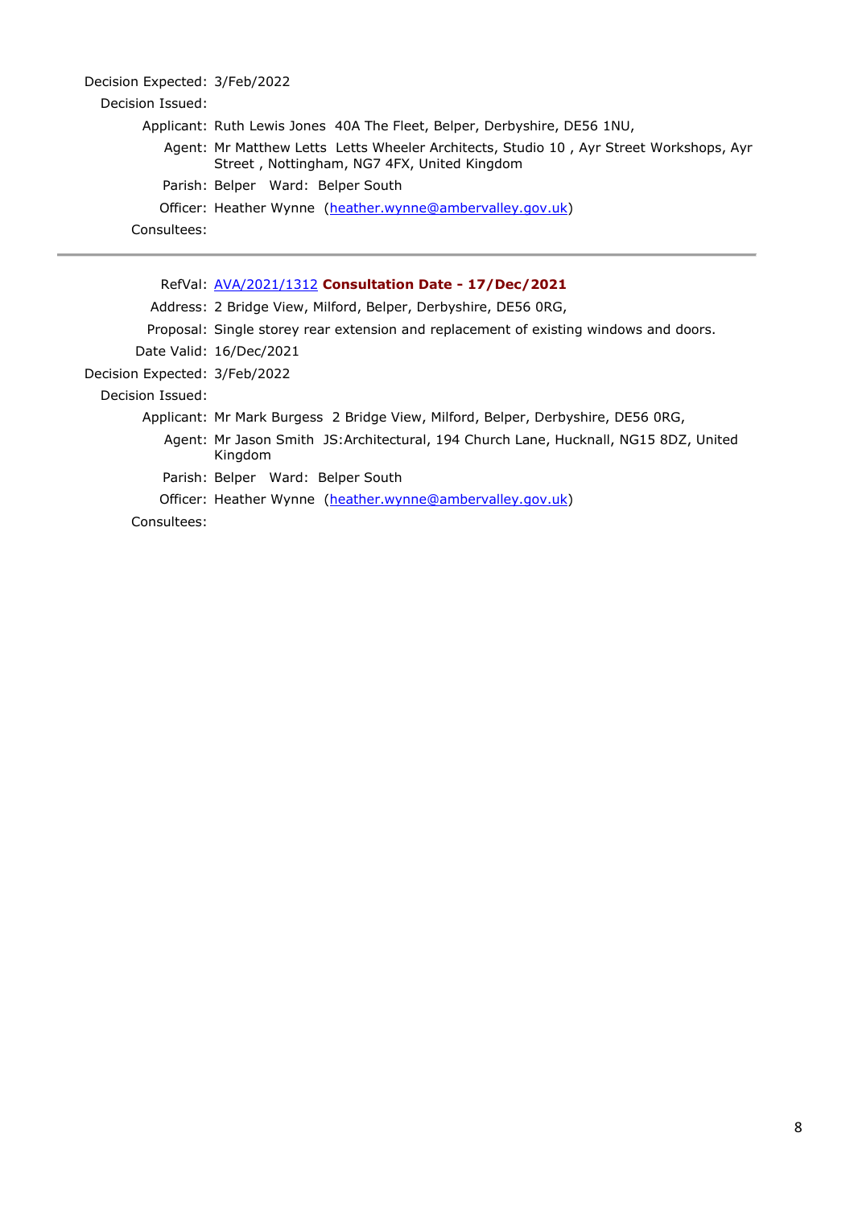Decision Expected: 3/Feb/2022

Decision Issued:

Applicant: Ruth Lewis Jones 40A The Fleet, Belper, Derbyshire, DE56 1NU,

Agent: Mr Matthew Letts Letts Wheeler Architects, Studio 10 , Ayr Street Workshops, Ayr Street , Nottingham, NG7 4FX, United Kingdom

Parish: Belper Ward: Belper South

Officer: Heather Wynne (heather.wynne@ambervalley.gov.uk)

Consultees:

---

RefVal: AVA/2021/1312 **Consultation Date - 17/Dec/2021**

Address: 2 Bridge View, Milford, Belper, Derbyshire, DE56 0RG,

Proposal: Single storey rear extension and replacement of existing windows and doors.

Date Valid: 16/Dec/2021

Decision Expected: 3/Feb/2022

Decision Issued:

Applicant: Mr Mark Burgess 2 Bridge View, Milford, Belper, Derbyshire, DE56 0RG,

Agent: Mr Jason Smith JS:Architectural, 194 Church Lane, Hucknall, NG15 8DZ, United Kingdom

Parish: Belper Ward: Belper South

Officer: Heather Wynne (heather.wynne@ambervalley.gov.uk)

Consultees: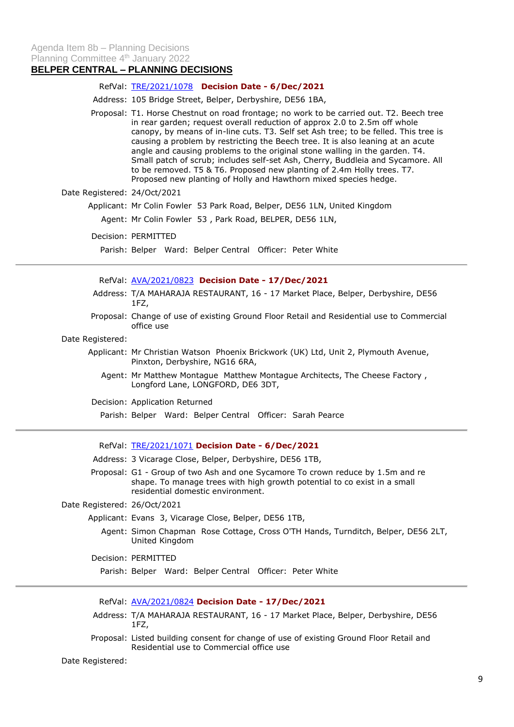Agenda Item 8b – Planning Decisions
Planning Committee 4th January 2022

## BELPER CENTRAL – PLANNING DECISIONS

RefVal: TRE/2021/1078 **Decision Date - 6/Dec/2021**

Address: 105 Bridge Street, Belper, Derbyshire, DE56 1BA,

Proposal: T1. Horse Chestnut on road frontage; no work to be carried out. T2. Beech tree in rear garden; request overall reduction of approx 2.0 to 2.5m off whole canopy, by means of in-line cuts. T3. Self set Ash tree; to be felled. This tree is causing a problem by restricting the Beech tree. It is also leaning at an acute angle and causing problems to the original stone walling in the garden. T4. Small patch of scrub; includes self-set Ash, Cherry, Buddleia and Sycamore. All to be removed. T5 & T6. Proposed new planting of 2.4m Holly trees. T7. Proposed new planting of Holly and Hawthorn mixed species hedge.

Date Registered: 24/Oct/2021

Applicant: Mr Colin Fowler 53 Park Road, Belper, DE56 1LN, United Kingdom

Agent: Mr Colin Fowler 53 , Park Road, BELPER, DE56 1LN,

Decision: PERMITTED

Parish: Belper Ward: Belper Central Officer: Peter White

---

RefVal: AVA/2021/0823 **Decision Date - 17/Dec/2021**

Address: T/A MAHARAJA RESTAURANT, 16 - 17 Market Place, Belper, Derbyshire, DE56 1FZ,

Proposal: Change of use of existing Ground Floor Retail and Residential use to Commercial office use

Date Registered:

Applicant: Mr Christian Watson Phoenix Brickwork (UK) Ltd, Unit 2, Plymouth Avenue, Pinxton, Derbyshire, NG16 6RA,

Agent: Mr Matthew Montague Matthew Montague Architects, The Cheese Factory , Longford Lane, LONGFORD, DE6 3DT,

Decision: Application Returned

Parish: Belper Ward: Belper Central Officer: Sarah Pearce

---

RefVal: TRE/2021/1071 **Decision Date - 6/Dec/2021**

Address: 3 Vicarage Close, Belper, Derbyshire, DE56 1TB,

Proposal: G1 - Group of two Ash and one Sycamore To crown reduce by 1.5m and re shape. To manage trees with high growth potential to co exist in a small residential domestic environment.

Date Registered: 26/Oct/2021

Applicant: Evans 3, Vicarage Close, Belper, DE56 1TB,

Agent: Simon Chapman Rose Cottage, Cross O'TH Hands, Turnditch, Belper, DE56 2LT, United Kingdom

Decision: PERMITTED

Parish: Belper Ward: Belper Central Officer: Peter White

---

RefVal: AVA/2021/0824 **Decision Date - 17/Dec/2021**

Address: T/A MAHARAJA RESTAURANT, 16 - 17 Market Place, Belper, Derbyshire, DE56 1FZ,

Proposal: Listed building consent for change of use of existing Ground Floor Retail and Residential use to Commercial office use

Date Registered: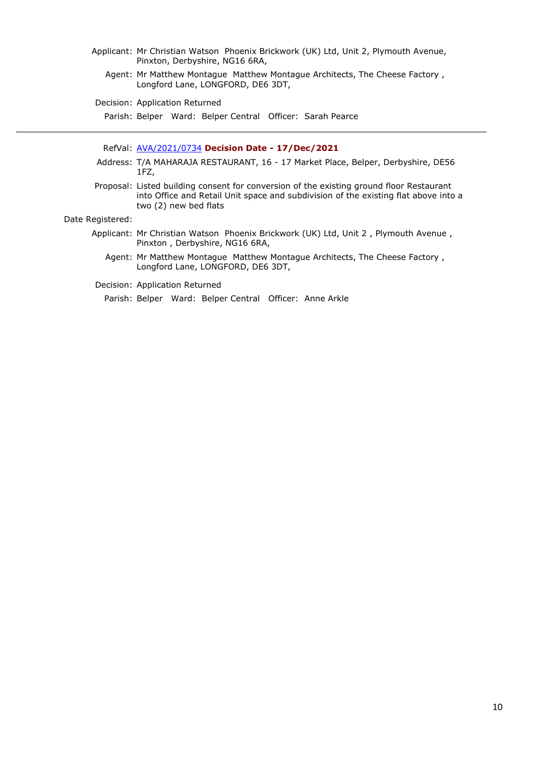Applicant: Mr Christian Watson  Phoenix Brickwork (UK) Ltd, Unit 2, Plymouth Avenue, Pinxton, Derbyshire, NG16 6RA,

Agent: Mr Matthew Montague  Matthew Montague Architects, The Cheese Factory , Longford Lane, LONGFORD, DE6 3DT,

Decision: Application Returned

Parish: Belper   Ward: Belper Central   Officer: Sarah Pearce

---

RefVal: AVA/2021/0734 **Decision Date - 17/Dec/2021**

Address: T/A MAHARAJA RESTAURANT, 16 - 17 Market Place, Belper, Derbyshire, DE56 1FZ,

Proposal: Listed building consent for conversion of the existing ground floor Restaurant into Office and Retail Unit space and subdivision of the existing flat above into a two (2) new bed flats

Date Registered:

Applicant: Mr Christian Watson  Phoenix Brickwork (UK) Ltd, Unit 2 , Plymouth Avenue , Pinxton , Derbyshire, NG16 6RA,

Agent: Mr Matthew Montague  Matthew Montague Architects, The Cheese Factory , Longford Lane, LONGFORD, DE6 3DT,

Decision: Application Returned

Parish: Belper   Ward: Belper Central   Officer: Anne Arkle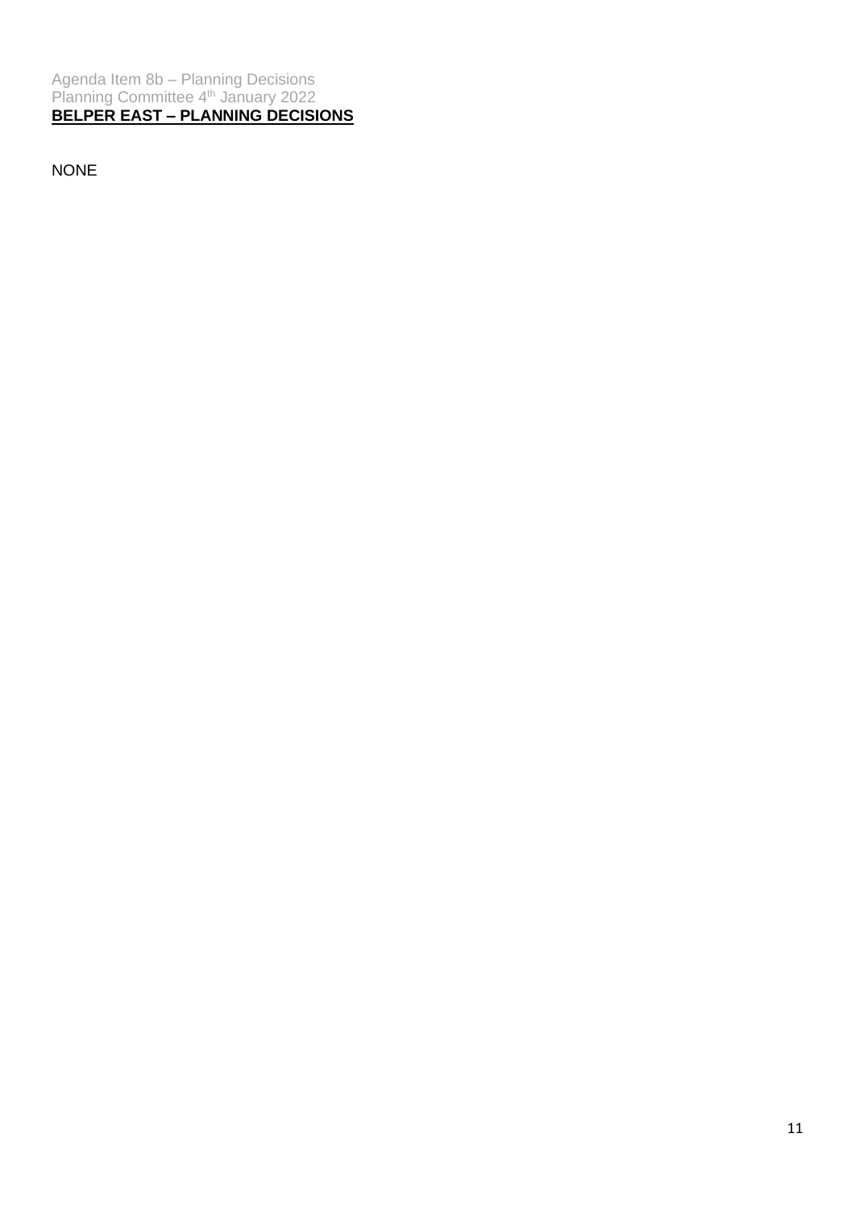Agenda Item 8b – Planning Decisions
Planning Committee 4th January 2022

**BELPER EAST – PLANNING DECISIONS**

NONE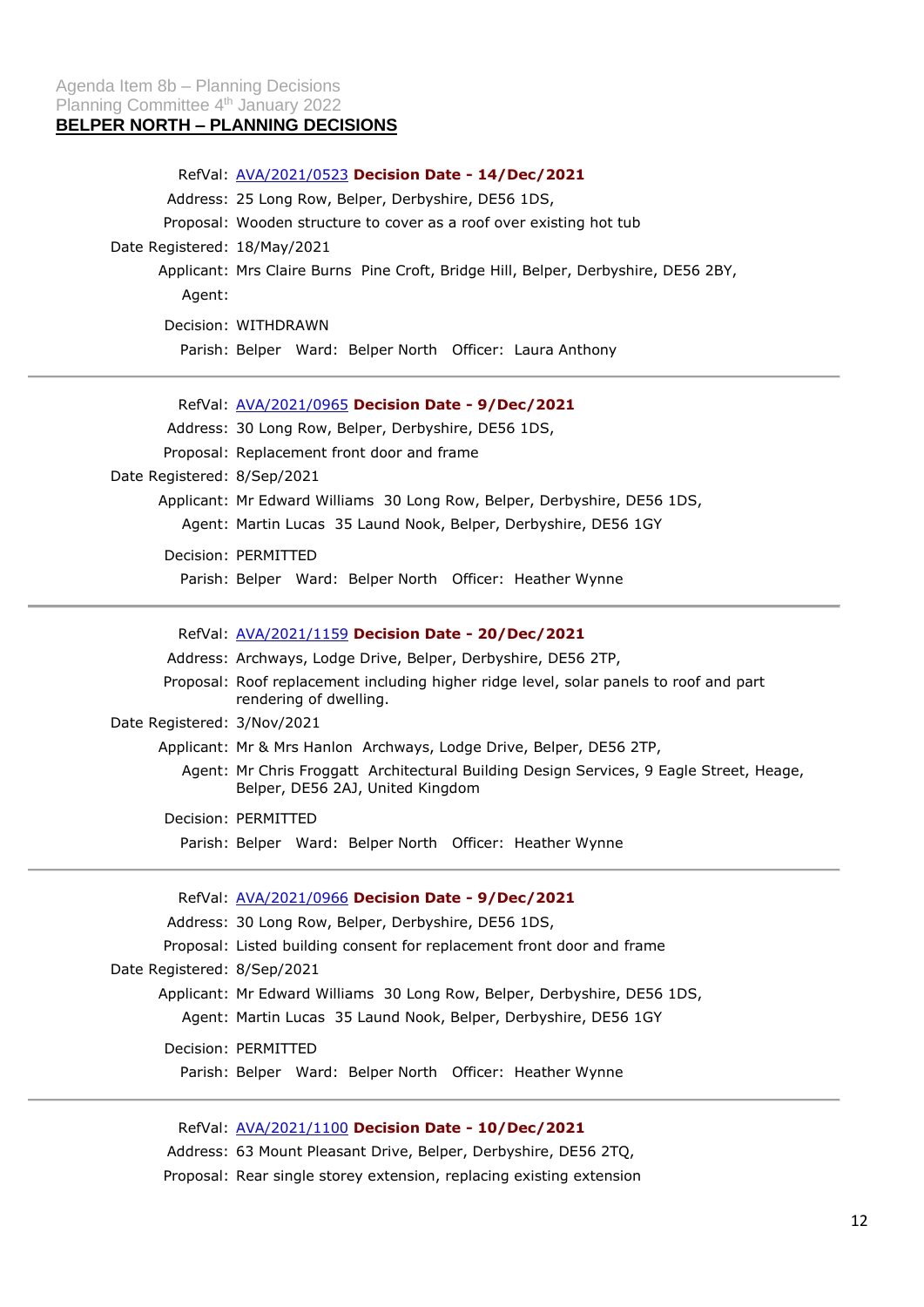Agenda Item 8b – Planning Decisions
Planning Committee 4th January 2022

## BELPER NORTH – PLANNING DECISIONS

RefVal: AVA/2021/0523 **Decision Date - 14/Dec/2021**
Address: 25 Long Row, Belper, Derbyshire, DE56 1DS,
Proposal: Wooden structure to cover as a roof over existing hot tub
Date Registered: 18/May/2021
Applicant: Mrs Claire Burns Pine Croft, Bridge Hill, Belper, Derbyshire, DE56 2BY,
Agent:
Decision: WITHDRAWN
Parish: Belper Ward: Belper North Officer: Laura Anthony

---

RefVal: AVA/2021/0965 **Decision Date - 9/Dec/2021**
Address: 30 Long Row, Belper, Derbyshire, DE56 1DS,
Proposal: Replacement front door and frame
Date Registered: 8/Sep/2021
Applicant: Mr Edward Williams 30 Long Row, Belper, Derbyshire, DE56 1DS,
Agent: Martin Lucas 35 Laund Nook, Belper, Derbyshire, DE56 1GY
Decision: PERMITTED
Parish: Belper Ward: Belper North Officer: Heather Wynne

---

RefVal: AVA/2021/1159 **Decision Date - 20/Dec/2021**
Address: Archways, Lodge Drive, Belper, Derbyshire, DE56 2TP,
Proposal: Roof replacement including higher ridge level, solar panels to roof and part rendering of dwelling.
Date Registered: 3/Nov/2021
Applicant: Mr & Mrs Hanlon Archways, Lodge Drive, Belper, DE56 2TP,
Agent: Mr Chris Froggatt Architectural Building Design Services, 9 Eagle Street, Heage, Belper, DE56 2AJ, United Kingdom
Decision: PERMITTED
Parish: Belper Ward: Belper North Officer: Heather Wynne

---

RefVal: AVA/2021/0966 **Decision Date - 9/Dec/2021**
Address: 30 Long Row, Belper, Derbyshire, DE56 1DS,
Proposal: Listed building consent for replacement front door and frame
Date Registered: 8/Sep/2021
Applicant: Mr Edward Williams 30 Long Row, Belper, Derbyshire, DE56 1DS,
Agent: Martin Lucas 35 Laund Nook, Belper, Derbyshire, DE56 1GY
Decision: PERMITTED
Parish: Belper Ward: Belper North Officer: Heather Wynne

---

RefVal: AVA/2021/1100 **Decision Date - 10/Dec/2021**
Address: 63 Mount Pleasant Drive, Belper, Derbyshire, DE56 2TQ,
Proposal: Rear single storey extension, replacing existing extension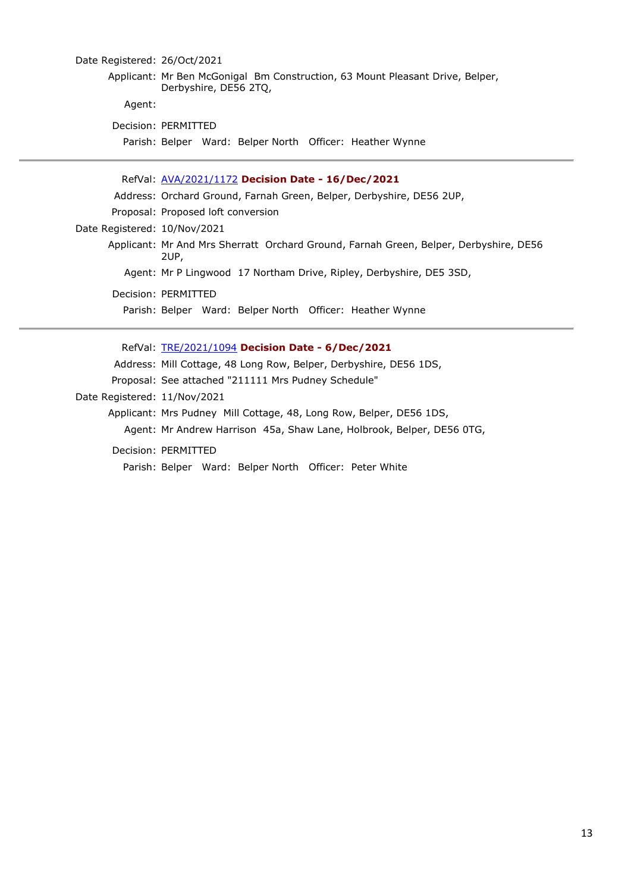Date Registered: 26/Oct/2021

Applicant: Mr Ben McGonigal  Bm Construction, 63 Mount Pleasant Drive, Belper, Derbyshire, DE56 2TQ,

Agent:

Decision: PERMITTED

Parish: Belper  Ward: Belper North  Officer: Heather Wynne

---

RefVal: AVA/2021/1172 **Decision Date - 16/Dec/2021**

Address: Orchard Ground, Farnah Green, Belper, Derbyshire, DE56 2UP,

Proposal: Proposed loft conversion

Date Registered: 10/Nov/2021

Applicant: Mr And Mrs Sherratt  Orchard Ground, Farnah Green, Belper, Derbyshire, DE56 2UP,

Agent: Mr P Lingwood  17 Northam Drive, Ripley, Derbyshire, DE5 3SD,

Decision: PERMITTED

Parish: Belper  Ward: Belper North  Officer: Heather Wynne

---

RefVal: TRE/2021/1094 **Decision Date - 6/Dec/2021**

Address: Mill Cottage, 48 Long Row, Belper, Derbyshire, DE56 1DS,

Proposal: See attached "211111 Mrs Pudney Schedule"

Date Registered: 11/Nov/2021

Applicant: Mrs Pudney  Mill Cottage, 48, Long Row, Belper, DE56 1DS,

Agent: Mr Andrew Harrison  45a, Shaw Lane, Holbrook, Belper, DE56 0TG,

Decision: PERMITTED

Parish: Belper  Ward: Belper North  Officer: Peter White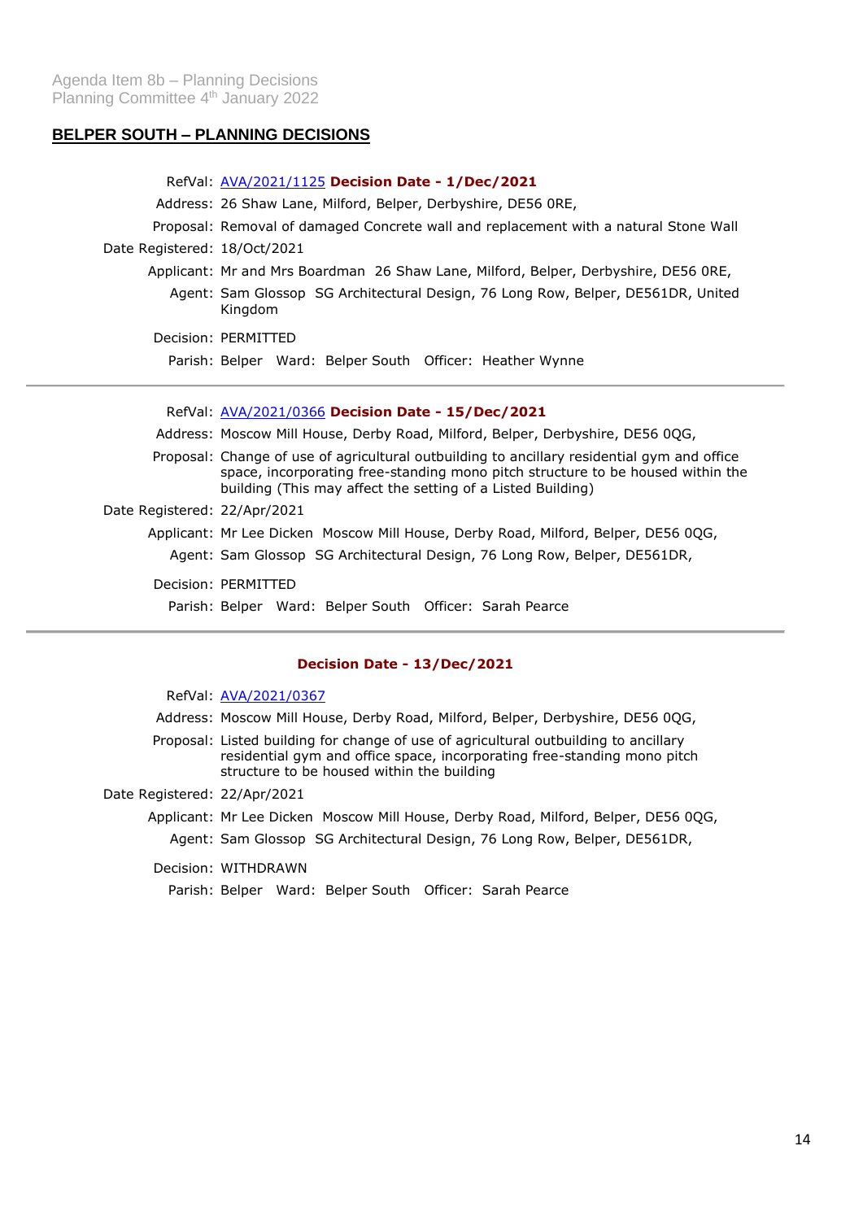Agenda Item 8b – Planning Decisions
Planning Committee 4th January 2022

## BELPER SOUTH – PLANNING DECISIONS

RefVal: AVA/2021/1125 **Decision Date - 1/Dec/2021**

Address: 26 Shaw Lane, Milford, Belper, Derbyshire, DE56 0RE,

Proposal: Removal of damaged Concrete wall and replacement with a natural Stone Wall

Date Registered: 18/Oct/2021

Applicant: Mr and Mrs Boardman 26 Shaw Lane, Milford, Belper, Derbyshire, DE56 0RE,

Agent: Sam Glossop SG Architectural Design, 76 Long Row, Belper, DE561DR, United Kingdom

Decision: PERMITTED

Parish: Belper Ward: Belper South Officer: Heather Wynne

---

RefVal: AVA/2021/0366 **Decision Date - 15/Dec/2021**

Address: Moscow Mill House, Derby Road, Milford, Belper, Derbyshire, DE56 0QG,

Proposal: Change of use of agricultural outbuilding to ancillary residential gym and office space, incorporating free-standing mono pitch structure to be housed within the building (This may affect the setting of a Listed Building)

Date Registered: 22/Apr/2021

Applicant: Mr Lee Dicken Moscow Mill House, Derby Road, Milford, Belper, DE56 0QG,

Agent: Sam Glossop SG Architectural Design, 76 Long Row, Belper, DE561DR,

Decision: PERMITTED

Parish: Belper Ward: Belper South Officer: Sarah Pearce

---

**Decision Date - 13/Dec/2021**

RefVal: AVA/2021/0367

Address: Moscow Mill House, Derby Road, Milford, Belper, Derbyshire, DE56 0QG,

Proposal: Listed building for change of use of agricultural outbuilding to ancillary residential gym and office space, incorporating free-standing mono pitch structure to be housed within the building

Date Registered: 22/Apr/2021

Applicant: Mr Lee Dicken Moscow Mill House, Derby Road, Milford, Belper, DE56 0QG,

Agent: Sam Glossop SG Architectural Design, 76 Long Row, Belper, DE561DR,

Decision: WITHDRAWN

Parish: Belper Ward: Belper South Officer: Sarah Pearce